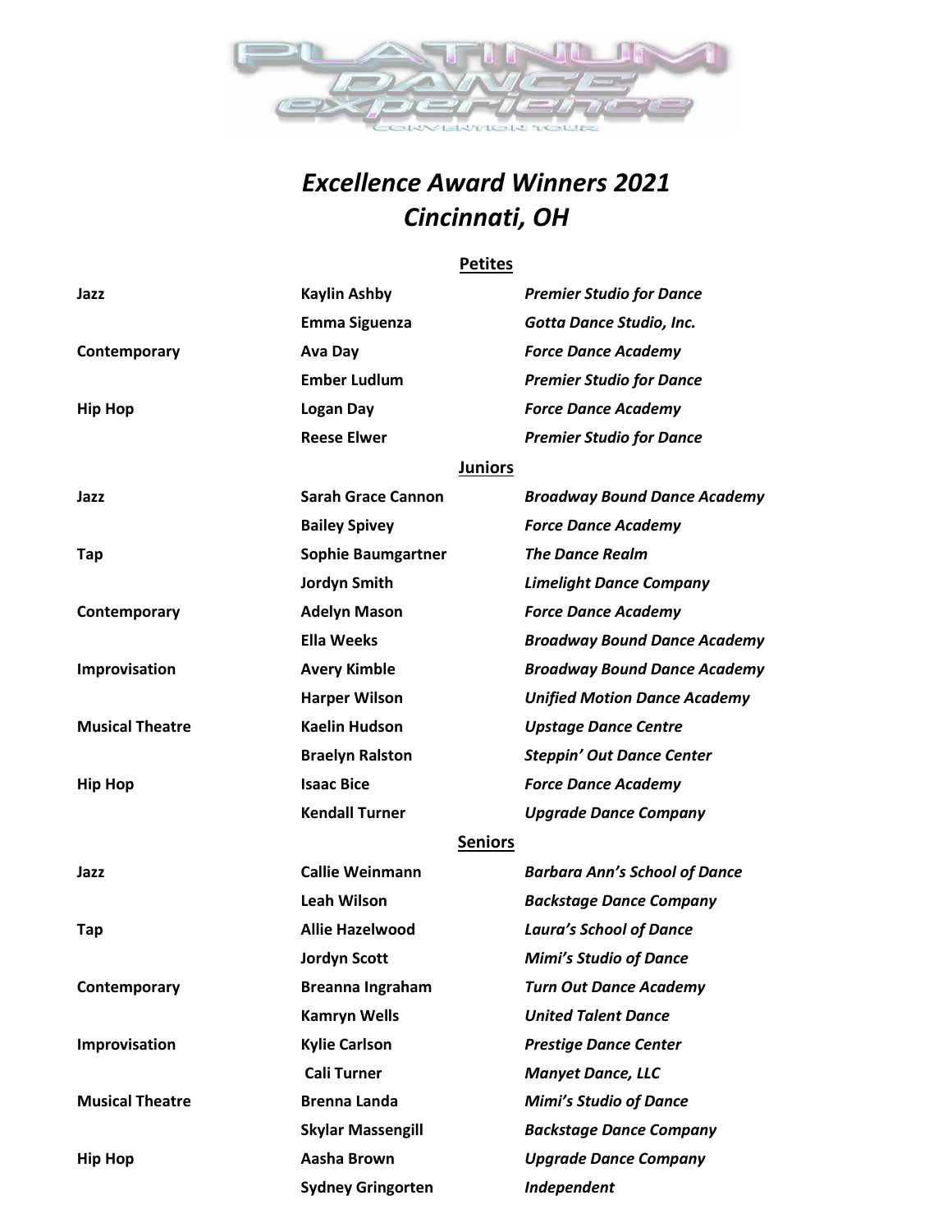# *Excellence Award Winners 2021*
# *Cincinnati, OH*

## Petites

| | | |
|---|---|---|
| **Jazz** | **Kaylin Ashby** | ***Premier Studio for Dance*** |
| | **Emma Siguenza** | ***Gotta Dance Studio, Inc.*** |
| **Contemporary** | **Ava Day** | ***Force Dance Academy*** |
| | **Ember Ludlum** | ***Premier Studio for Dance*** |
| **Hip Hop** | **Logan Day** | ***Force Dance Academy*** |
| | **Reese Elwer** | ***Premier Studio for Dance*** |

## Juniors

| | | |
|---|---|---|
| **Jazz** | **Sarah Grace Cannon** | ***Broadway Bound Dance Academy*** |
| | **Bailey Spivey** | ***Force Dance Academy*** |
| **Tap** | **Sophie Baumgartner** | ***The Dance Realm*** |
| | **Jordyn Smith** | ***Limelight Dance Company*** |
| **Contemporary** | **Adelyn Mason** | ***Force Dance Academy*** |
| | **Ella Weeks** | ***Broadway Bound Dance Academy*** |
| **Improvisation** | **Avery Kimble** | ***Broadway Bound Dance Academy*** |
| | **Harper Wilson** | ***Unified Motion Dance Academy*** |
| **Musical Theatre** | **Kaelin Hudson** | ***Upstage Dance Centre*** |
| | **Braelyn Ralston** | ***Steppin' Out Dance Center*** |
| **Hip Hop** | **Isaac Bice** | ***Force Dance Academy*** |
| | **Kendall Turner** | ***Upgrade Dance Company*** |

## Seniors

| | | |
|---|---|---|
| **Jazz** | **Callie Weinmann** | ***Barbara Ann's School of Dance*** |
| | **Leah Wilson** | ***Backstage Dance Company*** |
| **Tap** | **Allie Hazelwood** | ***Laura's School of Dance*** |
| | **Jordyn Scott** | ***Mimi's Studio of Dance*** |
| **Contemporary** | **Breanna Ingraham** | ***Turn Out Dance Academy*** |
| | **Kamryn Wells** | ***United Talent Dance*** |
| **Improvisation** | **Kylie Carlson** | ***Prestige Dance Center*** |
| | **Cali Turner** | ***Manyet Dance, LLC*** |
| **Musical Theatre** | **Brenna Landa** | ***Mimi's Studio of Dance*** |
| | **Skylar Massengill** | ***Backstage Dance Company*** |
| **Hip Hop** | **Aasha Brown** | ***Upgrade Dance Company*** |
| | **Sydney Gringorten** | ***Independent*** |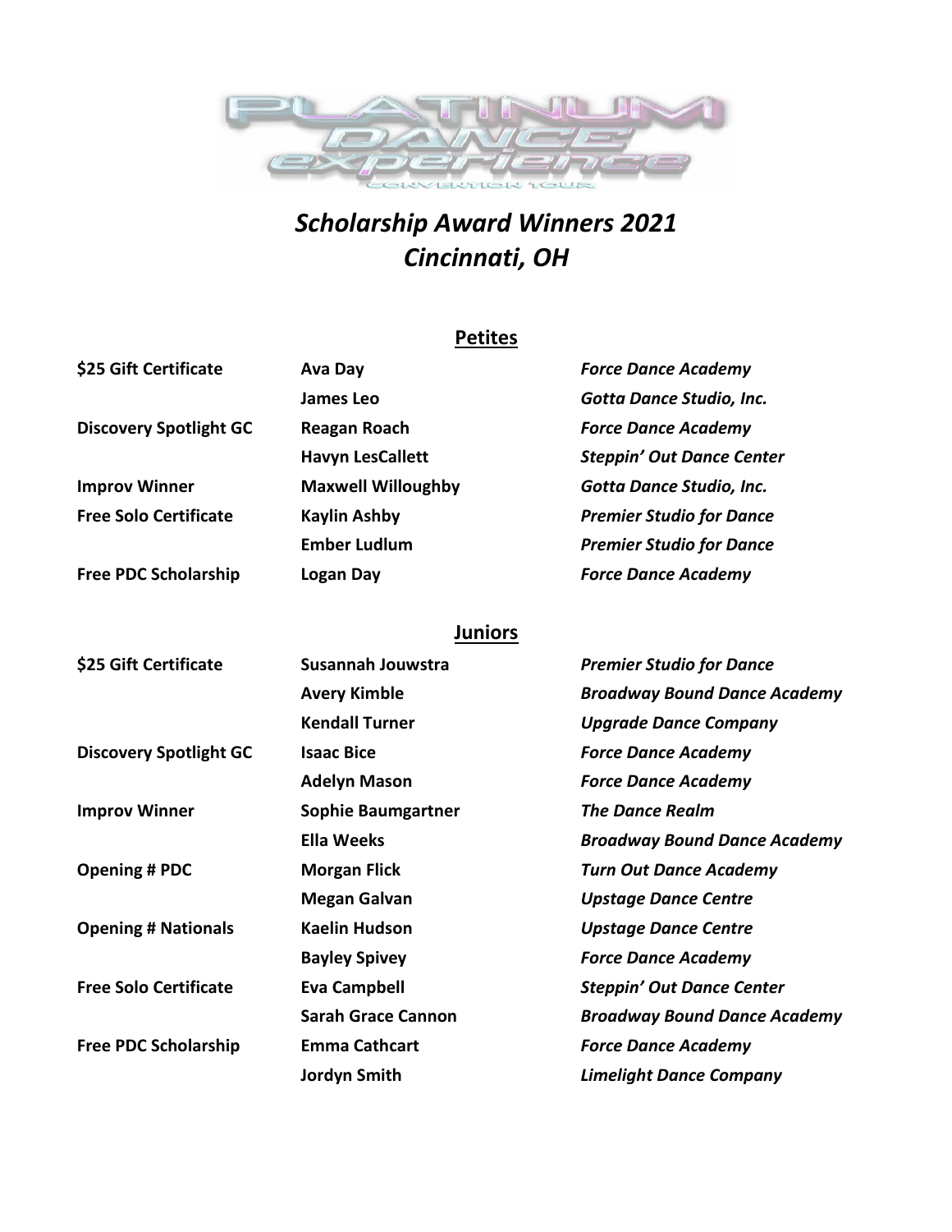PLATINUM DANCE experience CONVENTION TOUR

# *Scholarship Award Winners 2021*
# *Cincinnati, OH*

## Petites

| | | |
|---|---|---|
| **$25 Gift Certificate** | **Ava Day** | ***Force Dance Academy*** |
| | **James Leo** | ***Gotta Dance Studio, Inc.*** |
| **Discovery Spotlight GC** | **Reagan Roach** | ***Force Dance Academy*** |
| | **Havyn LesCallett** | ***Steppin' Out Dance Center*** |
| **Improv Winner** | **Maxwell Willoughby** | ***Gotta Dance Studio, Inc.*** |
| **Free Solo Certificate** | **Kaylin Ashby** | ***Premier Studio for Dance*** |
| | **Ember Ludlum** | ***Premier Studio for Dance*** |
| **Free PDC Scholarship** | **Logan Day** | ***Force Dance Academy*** |

## Juniors

| | | |
|---|---|---|
| **$25 Gift Certificate** | **Susannah Jouwstra** | ***Premier Studio for Dance*** |
| | **Avery Kimble** | ***Broadway Bound Dance Academy*** |
| | **Kendall Turner** | ***Upgrade Dance Company*** |
| **Discovery Spotlight GC** | **Isaac Bice** | ***Force Dance Academy*** |
| | **Adelyn Mason** | ***Force Dance Academy*** |
| **Improv Winner** | **Sophie Baumgartner** | ***The Dance Realm*** |
| | **Ella Weeks** | ***Broadway Bound Dance Academy*** |
| **Opening # PDC** | **Morgan Flick** | ***Turn Out Dance Academy*** |
| | **Megan Galvan** | ***Upstage Dance Centre*** |
| **Opening # Nationals** | **Kaelin Hudson** | ***Upstage Dance Centre*** |
| | **Bayley Spivey** | ***Force Dance Academy*** |
| **Free Solo Certificate** | **Eva Campbell** | ***Steppin' Out Dance Center*** |
| | **Sarah Grace Cannon** | ***Broadway Bound Dance Academy*** |
| **Free PDC Scholarship** | **Emma Cathcart** | ***Force Dance Academy*** |
| | **Jordyn Smith** | ***Limelight Dance Company*** |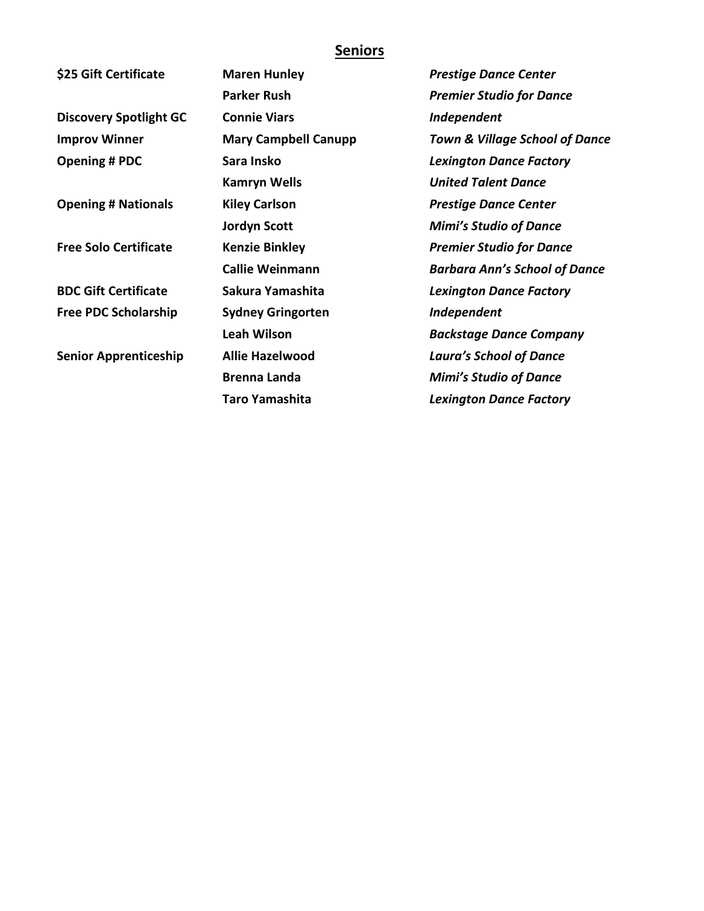## Seniors

| | | |
|---|---|---|
| **$25 Gift Certificate** | **Maren Hunley** | ***Prestige Dance Center*** |
| | **Parker Rush** | ***Premier Studio for Dance*** |
| **Discovery Spotlight GC** | **Connie Viars** | ***Independent*** |
| **Improv Winner** | **Mary Campbell Canupp** | ***Town & Village School of Dance*** |
| **Opening # PDC** | **Sara Insko** | ***Lexington Dance Factory*** |
| | **Kamryn Wells** | ***United Talent Dance*** |
| **Opening # Nationals** | **Kiley Carlson** | ***Prestige Dance Center*** |
| | **Jordyn Scott** | ***Mimi's Studio of Dance*** |
| **Free Solo Certificate** | **Kenzie Binkley** | ***Premier Studio for Dance*** |
| | **Callie Weinmann** | ***Barbara Ann's School of Dance*** |
| **BDC Gift Certificate** | **Sakura Yamashita** | ***Lexington Dance Factory*** |
| **Free PDC Scholarship** | **Sydney Gringorten** | ***Independent*** |
| | **Leah Wilson** | ***Backstage Dance Company*** |
| **Senior Apprenticeship** | **Allie Hazelwood** | ***Laura's School of Dance*** |
| | **Brenna Landa** | ***Mimi's Studio of Dance*** |
| | **Taro Yamashita** | ***Lexington Dance Factory*** |